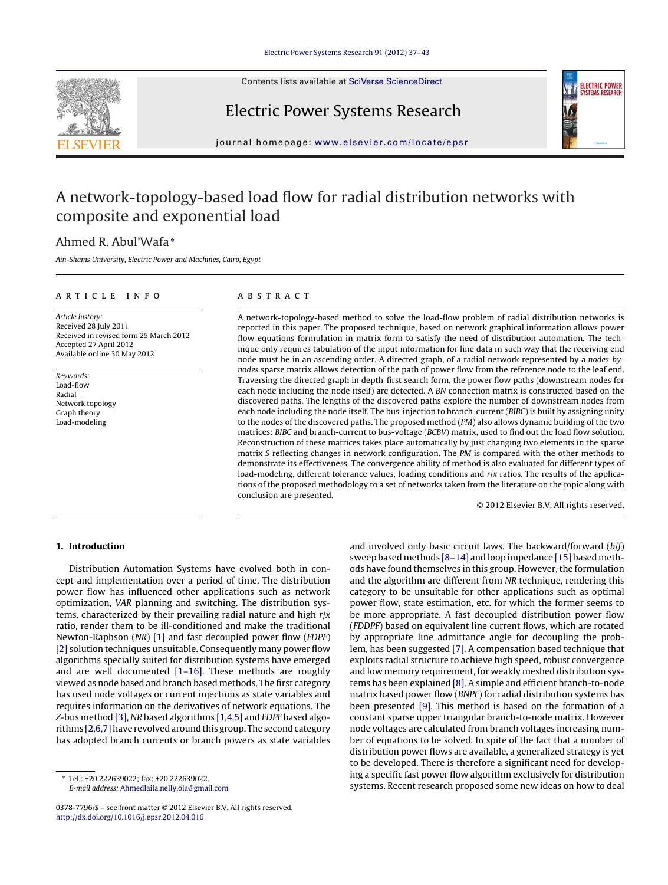# A network-topology-based load flow for radial distribution networks with composite and exponential load

Ahmed R. Abul'Wafa *

*Ain-Shams University, Electric Power and Machines, Cairo, Egypt*

**ARTICLE INFO**

*Article history:*
Received 28 July 2011
Received in revised form 25 March 2012
Accepted 27 April 2012
Available online 30 May 2012

*Keywords:*
Load-flow
Radial
Network topology
Graph theory
Load-modeling

**ABSTRACT**

A network-topology-based method to solve the load-flow problem of radial distribution networks is reported in this paper. The proposed technique, based on network graphical information allows power flow equations formulation in matrix form to satisfy the need of distribution automation. The technique only requires tabulation of the input information for line data in such way that the receiving end node must be in an ascending order. A directed graph, of a radial network represented by a *nodes-by-nodes* sparse matrix allows detection of the path of power flow from the reference node to the leaf end. Traversing the directed graph in depth-first search form, the power flow paths (downstream nodes for each node including the node itself) are detected. A *BN* connection matrix is constructed based on the discovered paths. The lengths of the discovered paths explore the number of downstream nodes from each node including the node itself. The bus-injection to branch-current (*BIBC*) is built by assigning unity to the nodes of the discovered paths. The proposed method (*PM*) also allows dynamic building of the two matrices: *BIBC* and branch-current to bus-voltage (*BCBV*) matrix, used to find out the load flow solution. Reconstruction of these matrices takes place automatically by just changing two elements in the sparse matrix *S* reflecting changes in network configuration. The *PM* is compared with the other methods to demonstrate its effectiveness. The convergence ability of method is also evaluated for different types of load-modeling, different tolerance values, loading conditions and $r/x$ ratios. The results of the applications of the proposed methodology to a set of networks taken from the literature on the topic along with conclusion are presented.

© 2012 Elsevier B.V. All rights reserved.

## 1. Introduction

Distribution Automation Systems have evolved both in concept and implementation over a period of time. The distribution power flow has influenced other applications such as network optimization, *VAR* planning and switching. The distribution systems, characterized by their prevailing radial nature and high $r/x$ ratio, render them to be ill-conditioned and make the traditional Newton-Raphson (*NR*) [1] and fast decoupled power flow (*FDPF*) [2] solution techniques unsuitable. Consequently many power flow algorithms specially suited for distribution systems have emerged and are well documented [1–16]. These methods are roughly viewed as node based and branch based methods. The first category has used node voltages or current injections as state variables and requires information on the derivatives of network equations. The *Z*-bus method [3], *NR* based algorithms [1,4,5] and *FDPF* based algorithms [2,6,7] have revolved around this group. The second category has adopted branch currents or branch powers as state variables and involved only basic circuit laws. The backward/forward ($b/f$) sweep based methods [8–14] and loop impedance [15] based methods have found themselves in this group. However, the formulation and the algorithm are different from *NR* technique, rendering this category to be unsuitable for other applications such as optimal power flow, state estimation, etc. for which the former seems to be more appropriate. A fast decoupled distribution power flow (*FDDPF*) based on equivalent line current flows, which are rotated by appropriate line admittance angle for decoupling the problem, has been suggested [7]. A compensation based technique that exploits radial structure to achieve high speed, robust convergence and low memory requirement, for weakly meshed distribution systems has been explained [8]. A simple and efficient branch-to-node matrix based power flow (*BNPF*) for radial distribution systems has been presented [9]. This method is based on the formation of a constant sparse upper triangular branch-to-node matrix. However node voltages are calculated from branch voltages increasing number of equations to be solved. In spite of the fact that a number of distribution power flows are available, a generalized strategy is yet to be developed. There is therefore a significant need for developing a specific fast power flow algorithm exclusively for distribution systems. Recent research proposed some new ideas on how to deal

* Tel.: +20 222639022; fax: +20 222639022.
*E-mail address:* Ahmedlaila.nelly.ola@gmail.com

0378-7796/$ – see front matter © 2012 Elsevier B.V. All rights reserved.
http://dx.doi.org/10.1016/j.epsr.2012.04.016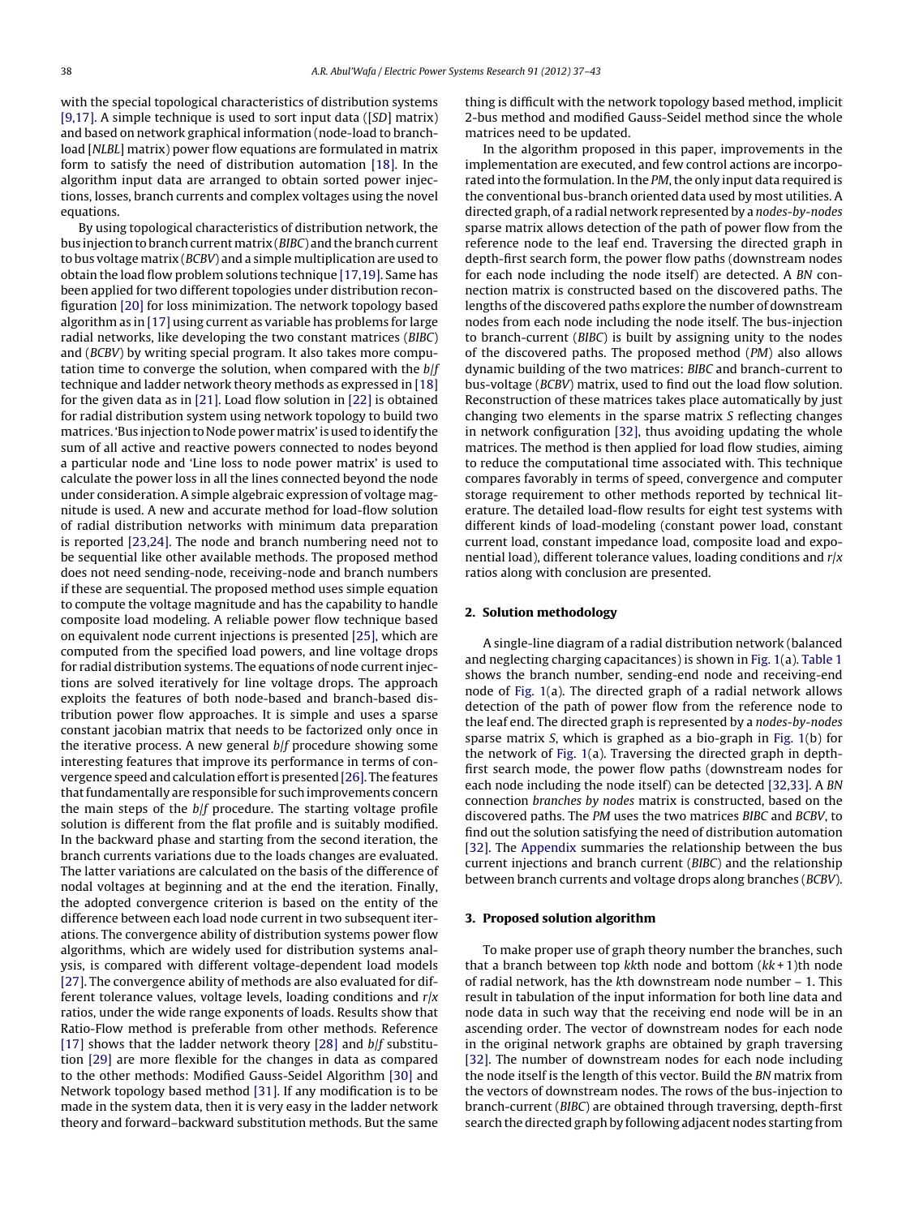with the special topological characteristics of distribution systems [9,17]. A simple technique is used to sort input data ([*SD*] matrix) and based on network graphical information (node-load to branch-load [*NLBL*] matrix) power flow equations are formulated in matrix form to satisfy the need of distribution automation [18]. In the algorithm input data are arranged to obtain sorted power injections, losses, branch currents and complex voltages using the novel equations.

By using topological characteristics of distribution network, the bus injection to branch current matrix (*BIBC*) and the branch current to bus voltage matrix (*BCBV*) and a simple multiplication are used to obtain the load flow problem solutions technique [17,19]. Same has been applied for two different topologies under distribution reconfiguration [20] for loss minimization. The network topology based algorithm as in [17] using current as variable has problems for large radial networks, like developing the two constant matrices (*BIBC*) and (*BCBV*) by writing special program. It also takes more computation time to converge the solution, when compared with the *b*/*f* technique and ladder network theory methods as expressed in [18] for the given data as in [21]. Load flow solution in [22] is obtained for radial distribution system using network topology to build two matrices. 'Bus injection to Node power matrix' is used to identify the sum of all active and reactive powers connected to nodes beyond a particular node and 'Line loss to node power matrix' is used to calculate the power loss in all the lines connected beyond the node under consideration. A simple algebraic expression of voltage magnitude is used. A new and accurate method for load-flow solution of radial distribution networks with minimum data preparation is reported [23,24]. The node and branch numbering need not to be sequential like other available methods. The proposed method does not need sending-node, receiving-node and branch numbers if these are sequential. The proposed method uses simple equation to compute the voltage magnitude and has the capability to handle composite load modeling. A reliable power flow technique based on equivalent node current injections is presented [25], which are computed from the specified load powers, and line voltage drops for radial distribution systems. The equations of node current injections are solved iteratively for line voltage drops. The approach exploits the features of both node-based and branch-based distribution power flow approaches. It is simple and uses a sparse constant jacobian matrix that needs to be factorized only once in the iterative process. A new general *b*/*f* procedure showing some interesting features that improve its performance in terms of convergence speed and calculation effort is presented [26]. The features that fundamentally are responsible for such improvements concern the main steps of the *b*/*f* procedure. The starting voltage profile solution is different from the flat profile and is suitably modified. In the backward phase and starting from the second iteration, the branch currents variations due to the loads changes are evaluated. The latter variations are calculated on the basis of the difference of nodal voltages at beginning and at the end the iteration. Finally, the adopted convergence criterion is based on the entity of the difference between each load node current in two subsequent iterations. The convergence ability of distribution systems power flow algorithms, which are widely used for distribution systems analysis, is compared with different voltage-dependent load models [27]. The convergence ability of methods are also evaluated for different tolerance values, voltage levels, loading conditions and *r*/*x* ratios, under the wide range exponents of loads. Results show that Ratio-Flow method is preferable from other methods. Reference [17] shows that the ladder network theory [28] and *b*/*f* substitution [29] are more flexible for the changes in data as compared to the other methods: Modified Gauss-Seidel Algorithm [30] and Network topology based method [31]. If any modification is to be made in the system data, then it is very easy in the ladder network theory and forward–backward substitution methods. But the same thing is difficult with the network topology based method, implicit 2-bus method and modified Gauss-Seidel method since the whole matrices need to be updated.

In the algorithm proposed in this paper, improvements in the implementation are executed, and few control actions are incorporated into the formulation. In the *PM*, the only input data required is the conventional bus-branch oriented data used by most utilities. A directed graph, of a radial network represented by a *nodes-by-nodes* sparse matrix allows detection of the path of power flow from the reference node to the leaf end. Traversing the directed graph in depth-first search form, the power flow paths (downstream nodes for each node including the node itself) are detected. A *BN* connection matrix is constructed based on the discovered paths. The lengths of the discovered paths explore the number of downstream nodes from each node including the node itself. The bus-injection to branch-current (*BIBC*) is built by assigning unity to the nodes of the discovered paths. The proposed method (*PM*) also allows dynamic building of the two matrices: *BIBC* and branch-current to bus-voltage (*BCBV*) matrix, used to find out the load flow solution. Reconstruction of these matrices takes place automatically by just changing two elements in the sparse matrix *S* reflecting changes in network configuration [32], thus avoiding updating the whole matrices. The method is then applied for load flow studies, aiming to reduce the computational time associated with. This technique compares favorably in terms of speed, convergence and computer storage requirement to other methods reported by technical literature. The detailed load-flow results for eight test systems with different kinds of load-modeling (constant power load, constant current load, constant impedance load, composite load and exponential load), different tolerance values, loading conditions and *r*/*x* ratios along with conclusion are presented.

## 2. Solution methodology

A single-line diagram of a radial distribution network (balanced and neglecting charging capacitances) is shown in Fig. 1(a). Table 1 shows the branch number, sending-end node and receiving-end node of Fig. 1(a). The directed graph of a radial network allows detection of the path of power flow from the reference node to the leaf end. The directed graph is represented by a *nodes-by-nodes* sparse matrix *S*, which is graphed as a bio-graph in Fig. 1(b) for the network of Fig. 1(a). Traversing the directed graph in depth-first search mode, the power flow paths (downstream nodes for each node including the node itself) can be detected [32,33]. A *BN* connection *branches by nodes* matrix is constructed, based on the discovered paths. The *PM* uses the two matrices *BIBC* and *BCBV*, to find out the solution satisfying the need of distribution automation [32]. The Appendix summaries the relationship between the bus current injections and branch current (*BIBC*) and the relationship between branch currents and voltage drops along branches (*BCBV*).

## 3. Proposed solution algorithm

To make proper use of graph theory number the branches, such that a branch between top *kk*th node and bottom (*kk* + 1)th node of radial network, has the *k*th downstream node number – 1. This result in tabulation of the input information for both line data and node data in such way that the receiving end node will be in an ascending order. The vector of downstream nodes for each node in the original network graphs are obtained by graph traversing [32]. The number of downstream nodes for each node including the node itself is the length of this vector. Build the *BN* matrix from the vectors of downstream nodes. The rows of the bus-injection to branch-current (*BIBC*) are obtained through traversing, depth-first search the directed graph by following adjacent nodes starting from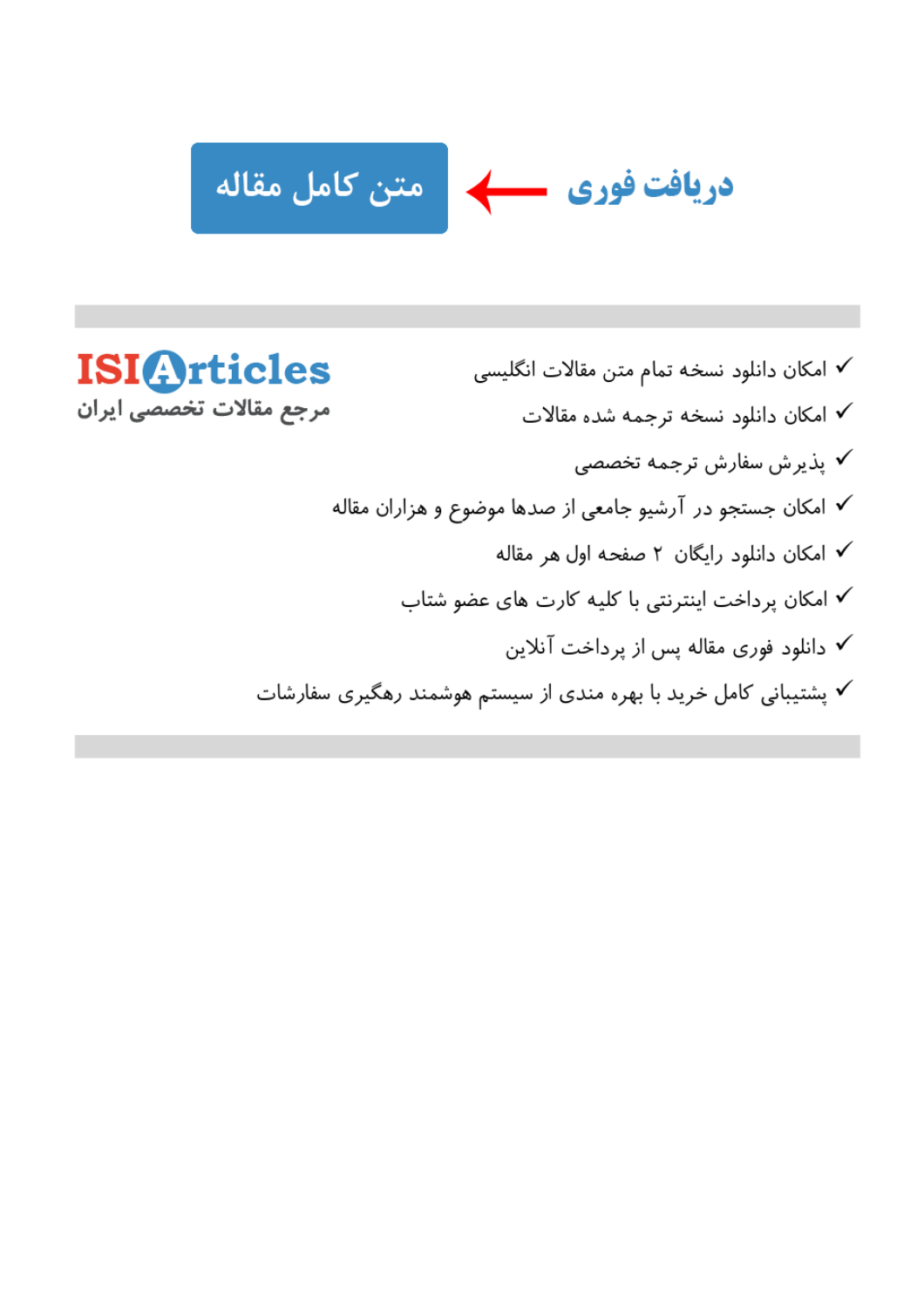دریافت فوری ← **متن کامل مقاله**

---

**ISIArticles**
**مرجع مقالات تخصصی ایران**

- ✓ امکان دانلود نسخه تمام متن مقالات انگلیسی
- ✓ امکان دانلود نسخه ترجمه شده مقالات
- ✓ پذیرش سفارش ترجمه تخصصی
- ✓ امکان جستجو در آرشیو جامعی از صدها موضوع و هزاران مقاله
- ✓ امکان دانلود رایگان ۲ صفحه اول هر مقاله
- ✓ امکان پرداخت اینترنتی با کلیه کارت های عضو شتاب
- ✓ دانلود فوری مقاله پس از پرداخت آنلاین
- ✓ پشتیبانی کامل خرید با بهره مندی از سیستم هوشمند رهگیری سفارشات

---